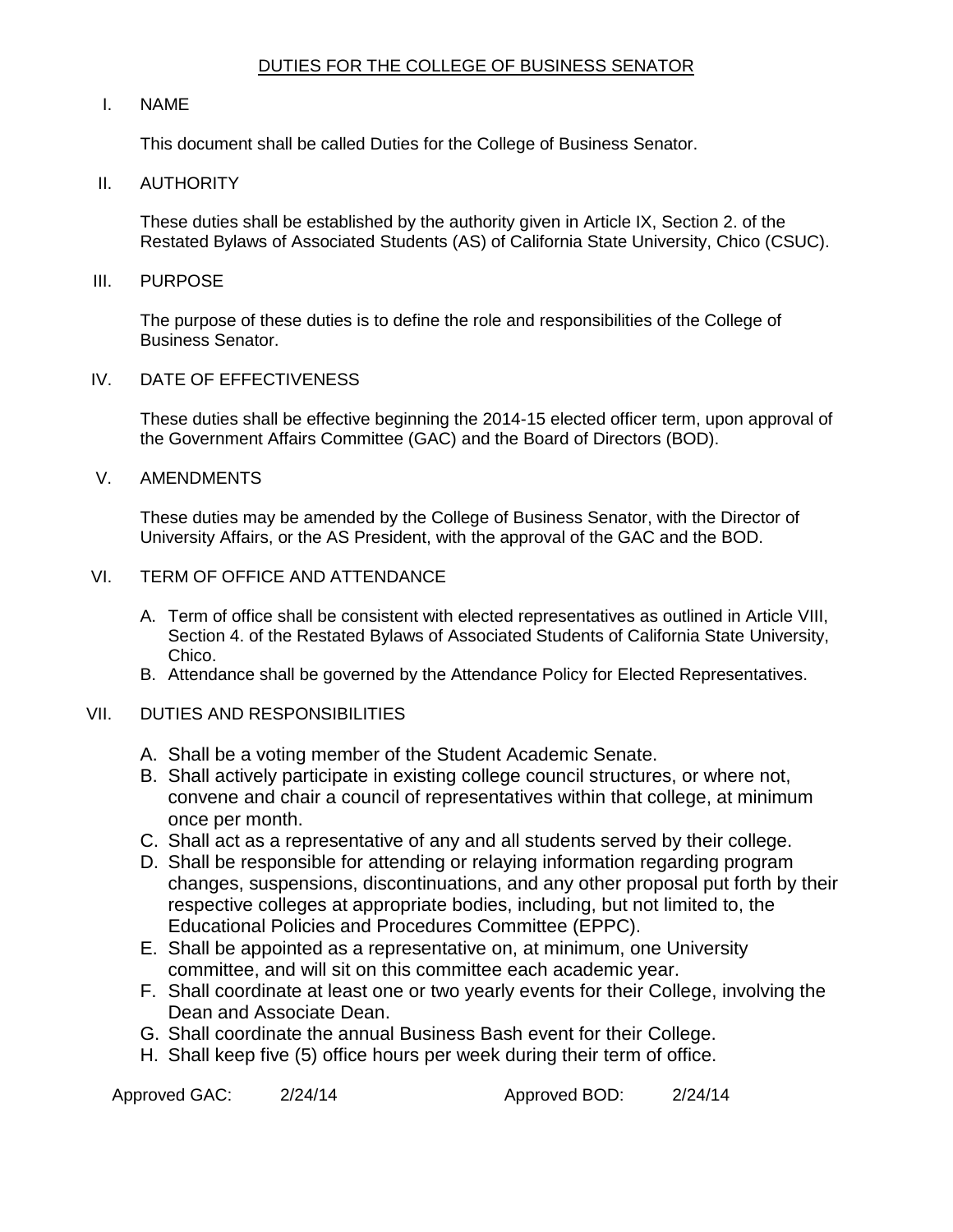# DUTIES FOR THE COLLEGE OF BUSINESS SENATOR

## I. NAME

This document shall be called Duties for the College of Business Senator.

## II. AUTHORITY

These duties shall be established by the authority given in Article IX, Section 2. of the Restated Bylaws of Associated Students (AS) of California State University, Chico (CSUC).

## III. PURPOSE

The purpose of these duties is to define the role and responsibilities of the College of Business Senator.

## IV. DATE OF EFFECTIVENESS

These duties shall be effective beginning the 2014-15 elected officer term, upon approval of the Government Affairs Committee (GAC) and the Board of Directors (BOD).

## V. AMENDMENTS

These duties may be amended by the College of Business Senator, with the Director of University Affairs, or the AS President, with the approval of the GAC and the BOD.

## VI. TERM OF OFFICE AND ATTENDANCE

A. Term of office shall be consistent with elected representatives as outlined in Article VIII, Section 4. of the Restated Bylaws of Associated Students of California State University, Chico.
B. Attendance shall be governed by the Attendance Policy for Elected Representatives.

## VII. DUTIES AND RESPONSIBILITIES

A. Shall be a voting member of the Student Academic Senate.
B. Shall actively participate in existing college council structures, or where not, convene and chair a council of representatives within that college, at minimum once per month.
C. Shall act as a representative of any and all students served by their college.
D. Shall be responsible for attending or relaying information regarding program changes, suspensions, discontinuations, and any other proposal put forth by their respective colleges at appropriate bodies, including, but not limited to, the Educational Policies and Procedures Committee (EPPC).
E. Shall be appointed as a representative on, at minimum, one University committee, and will sit on this committee each academic year.
F. Shall coordinate at least one or two yearly events for their College, involving the Dean and Associate Dean.
G. Shall coordinate the annual Business Bash event for their College.
H. Shall keep five (5) office hours per week during their term of office.

Approved GAC: 2/24/14 Approved BOD: 2/24/14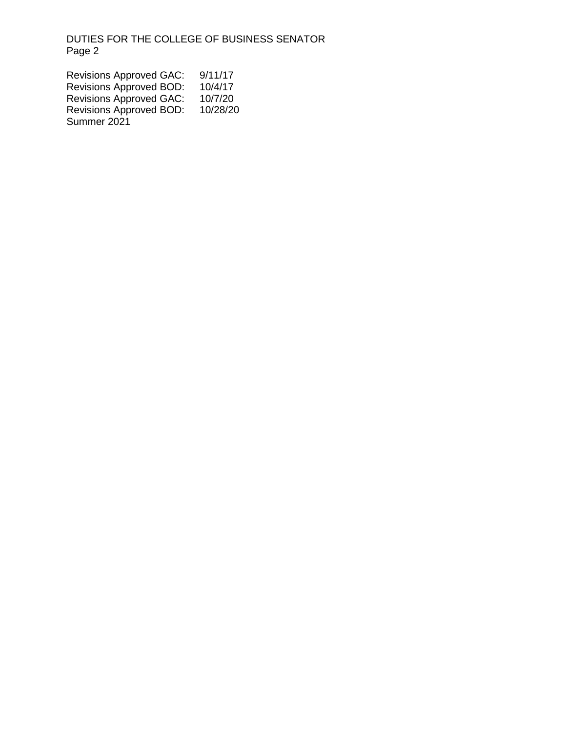Revisions Approved GAC: 9/11/17
Revisions Approved BOD: 10/4/17
Revisions Approved GAC: 10/7/20
Revisions Approved BOD: 10/28/20
Summer 2021